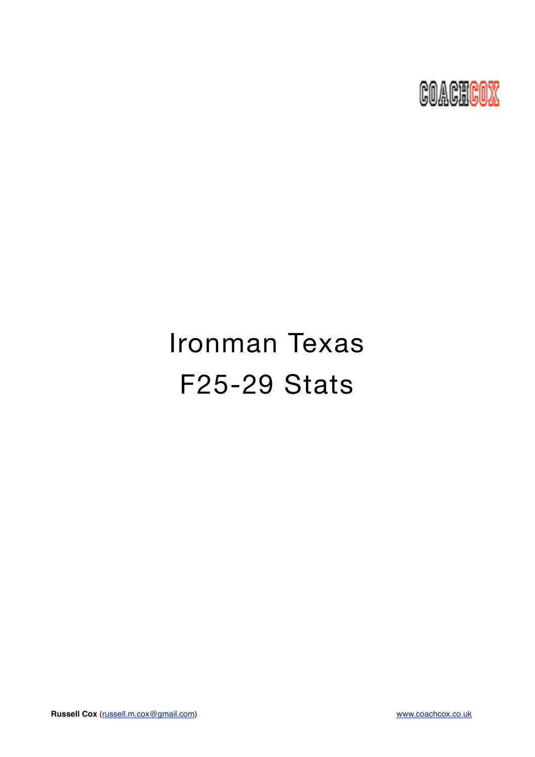COACHCOX

# Ironman Texas

# F25-29 Stats

**Russell Cox** ([russell.m.cox@gmail.com](mailto:russell.m.cox@gmail.com)) [www.coachcox.co.uk](http://www.coachcox.co.uk)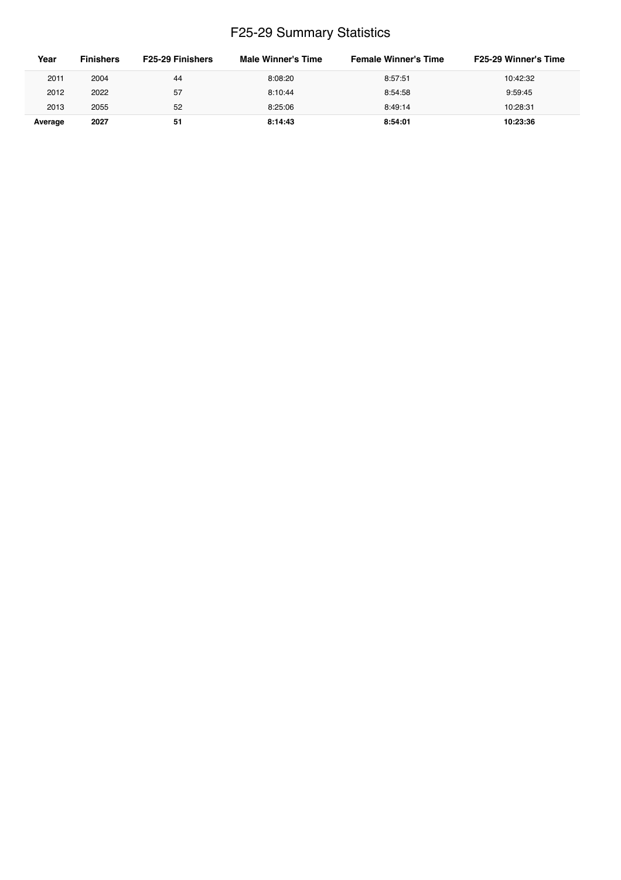# F25-29 Summary Statistics

| Year | Finishers | F25-29 Finishers | Male Winner's Time | Female Winner's Time | F25-29 Winner's Time |
|---|---|---|---|---|---|
| 2011 | 2004 | 44 | 8:08:20 | 8:57:51 | 10:42:32 |
| 2012 | 2022 | 57 | 8:10:44 | 8:54:58 | 9:59:45 |
| 2013 | 2055 | 52 | 8:25:06 | 8:49:14 | 10:28:31 |
| **Average** | **2027** | **51** | **8:14:43** | **8:54:01** | **10:23:36** |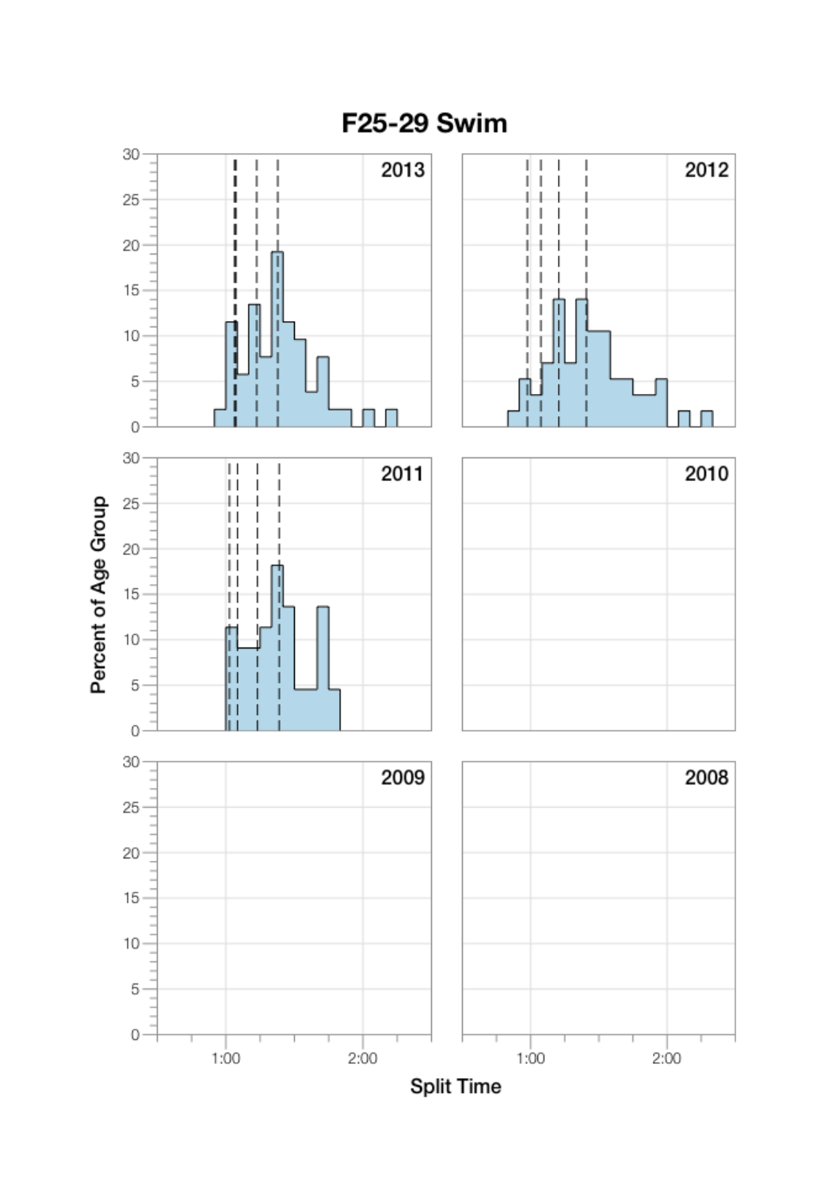# F25-29 Swim

| | |
|---|---|
| 2013 | 2012 |
| 2011 | 2010 |
| 2009 | 2008 |

Percent of Age Group

Split Time

1:00 2:00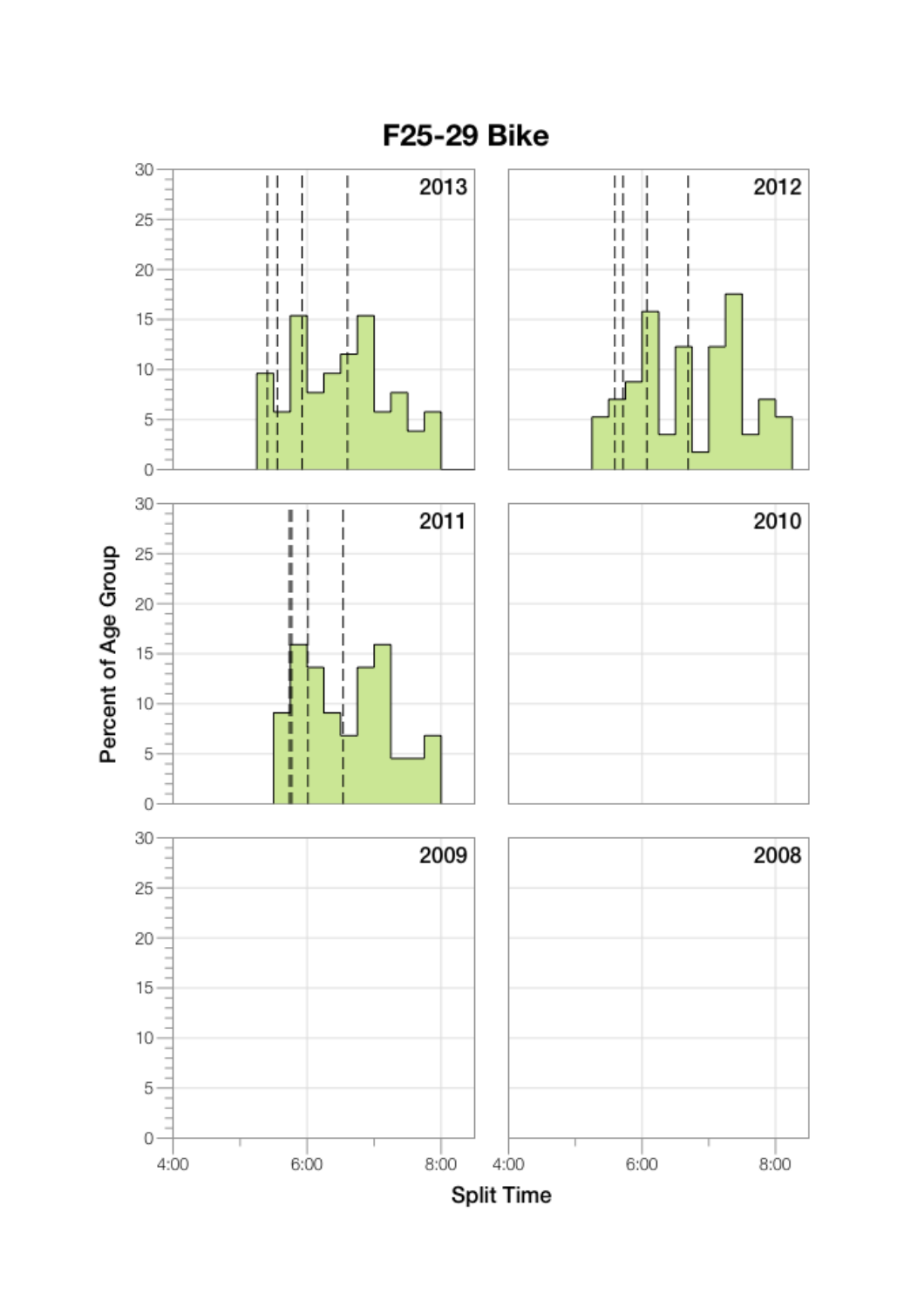# F25-29 Bike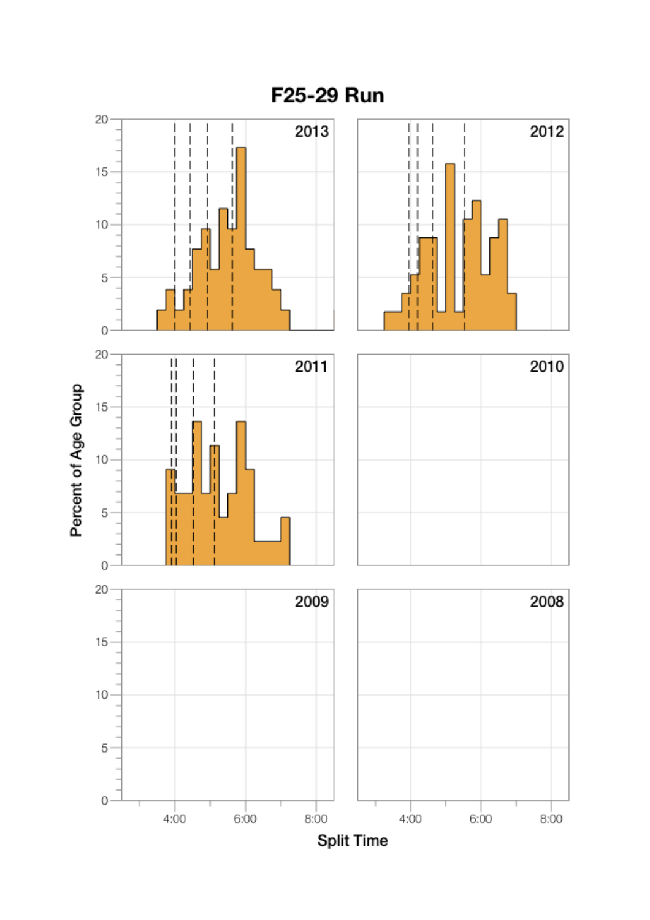# F25-29 Run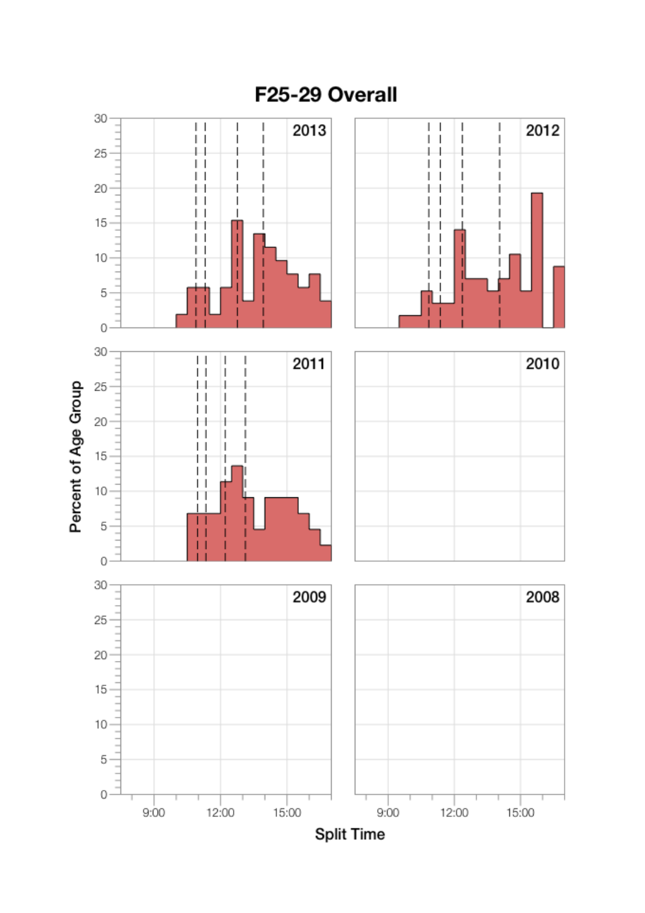# F25-29 Overall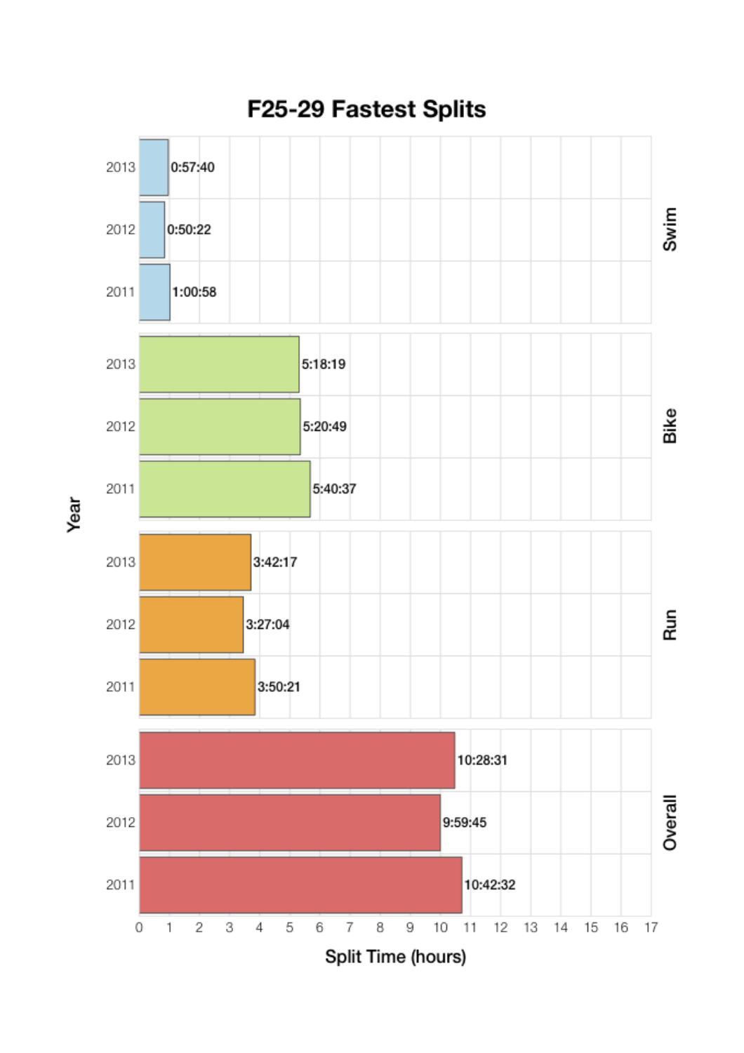# F25-29 Fastest Splits

| Split | Year | Split Time |
|---|---|---|
| Swim | 2013 | 0:57:40 |
| Swim | 2012 | 0:50:22 |
| Swim | 2011 | 1:00:58 |
| Bike | 2013 | 5:18:19 |
| Bike | 2012 | 5:20:49 |
| Bike | 2011 | 5:40:37 |
| Run | 2013 | 3:42:17 |
| Run | 2012 | 3:27:04 |
| Run | 2011 | 3:50:21 |
| Overall | 2013 | 10:28:31 |
| Overall | 2012 | 9:59:45 |
| Overall | 2011 | 10:42:32 |

Year

Split Time (hours)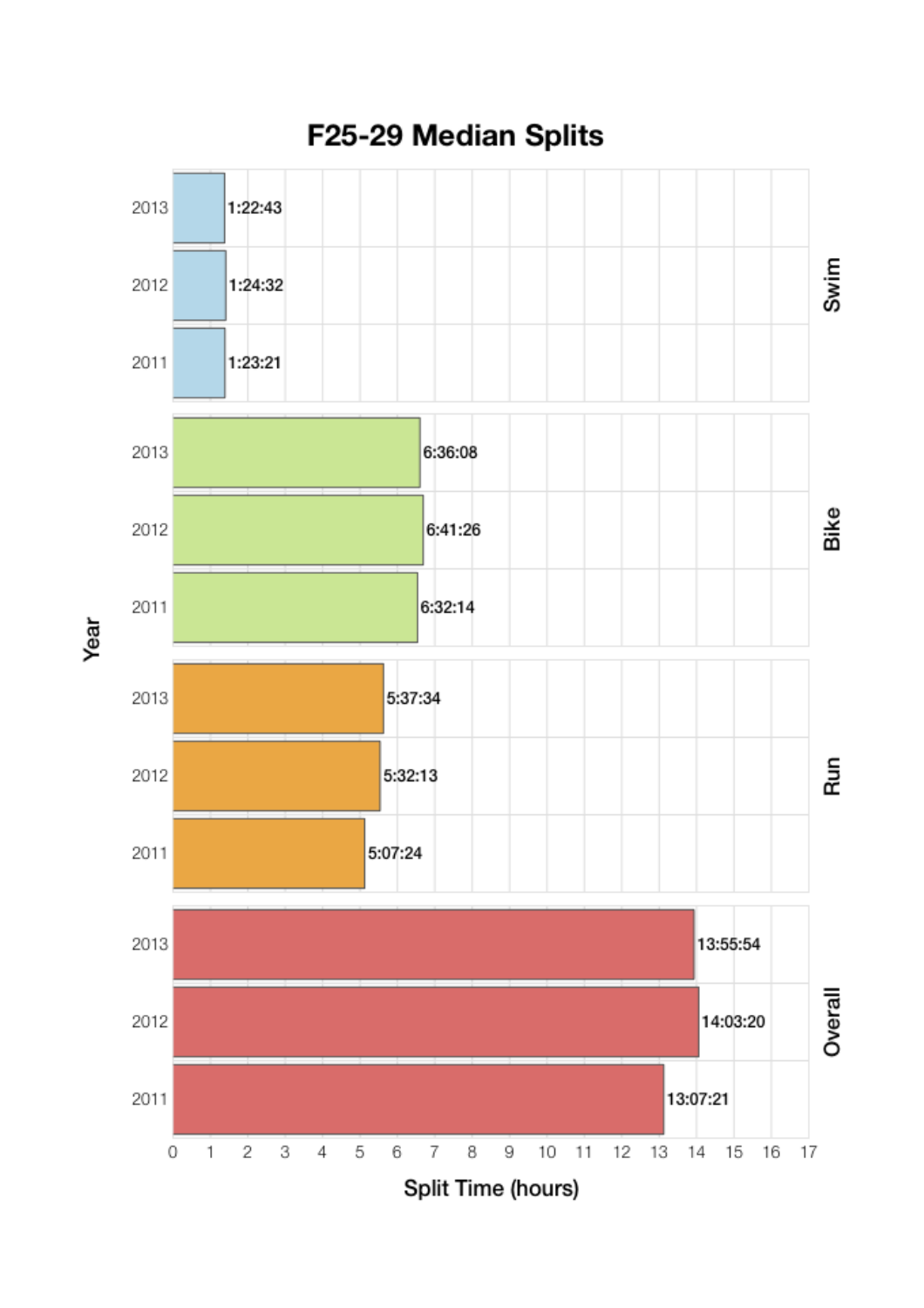# F25-29 Median Splits

| Split | Year | Split Time |
|---|---|---|
| Swim | 2013 | 1:22:43 |
| Swim | 2012 | 1:24:32 |
| Swim | 2011 | 1:23:21 |
| Bike | 2013 | 6:36:08 |
| Bike | 2012 | 6:41:26 |
| Bike | 2011 | 6:32:14 |
| Run | 2013 | 5:37:34 |
| Run | 2012 | 5:32:13 |
| Run | 2011 | 5:07:24 |
| Overall | 2013 | 13:55:54 |
| Overall | 2012 | 14:03:20 |
| Overall | 2011 | 13:07:21 |

Split Time (hours)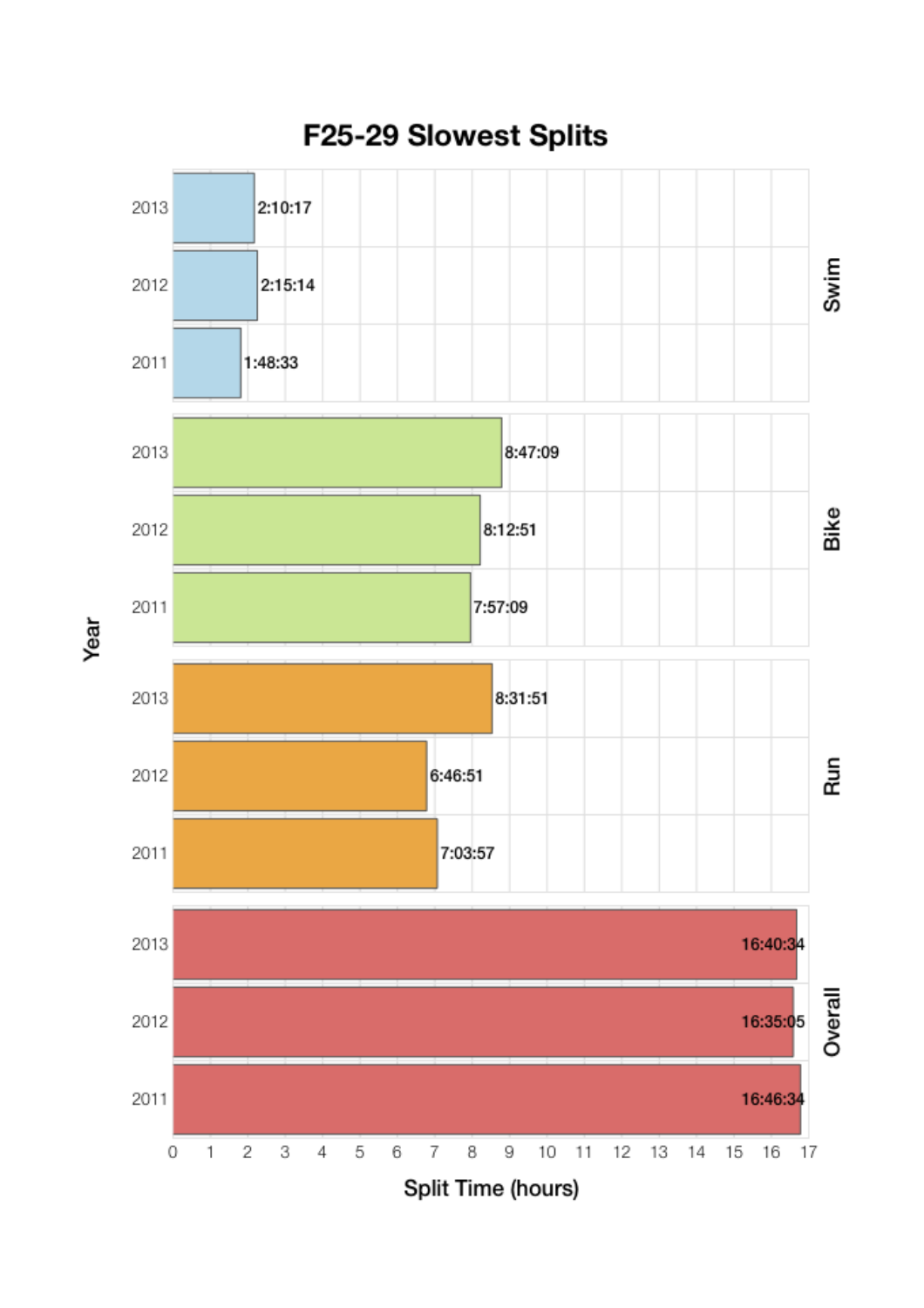# F25-29 Slowest Splits

| Split | Year | Split Time |
| --- | --- | --- |
| Swim | 2013 | 2:10:17 |
| Swim | 2012 | 2:15:14 |
| Swim | 2011 | 1:48:33 |
| Bike | 2013 | 8:47:09 |
| Bike | 2012 | 8:12:51 |
| Bike | 2011 | 7:57:09 |
| Run | 2013 | 8:31:51 |
| Run | 2012 | 6:46:51 |
| Run | 2011 | 7:03:57 |
| Overall | 2013 | 16:40:34 |
| Overall | 2012 | 16:35:05 |
| Overall | 2011 | 16:46:34 |

Year

Split Time (hours)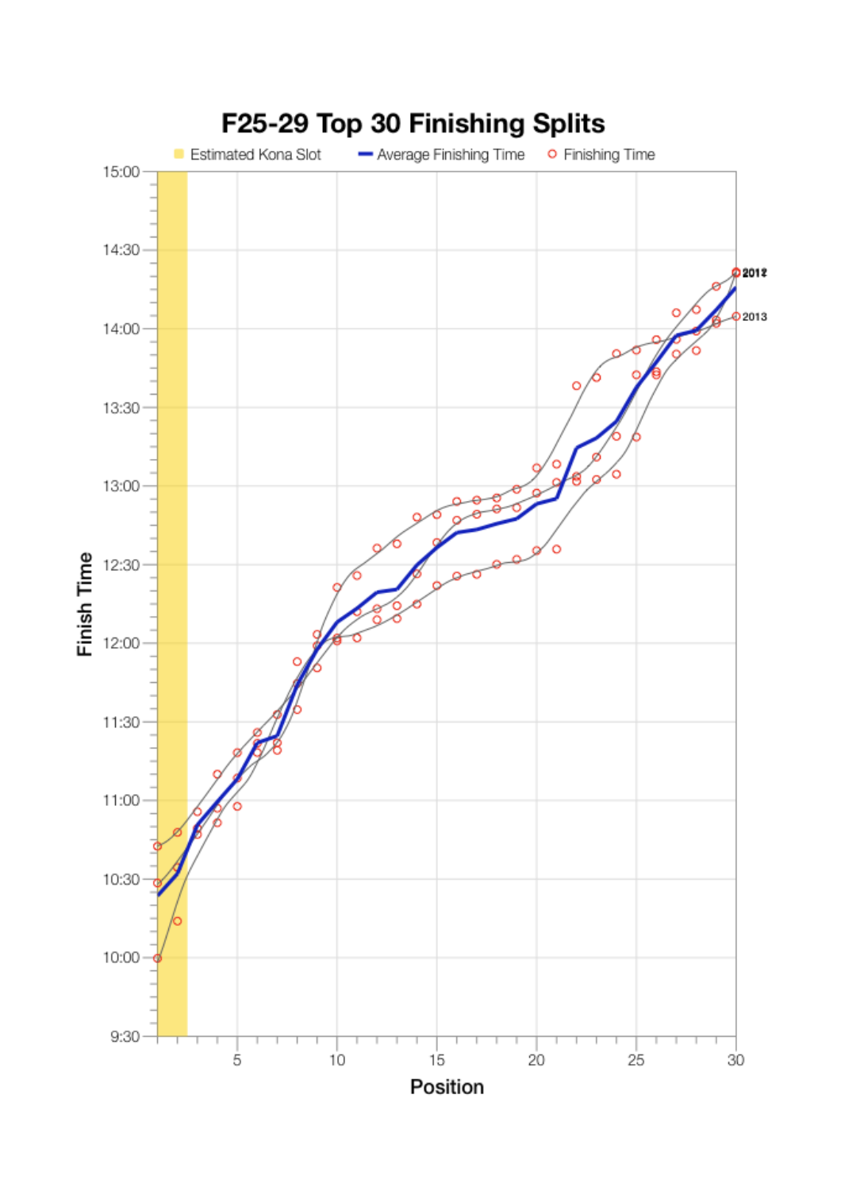# F25-29 Top 30 Finishing Splits

Estimated Kona Slot | Average Finishing Time | Finishing Time

Finish Time

15:00
14:30
14:00
13:30
13:00
12:30
12:00
11:30
11:00
10:30
10:00
9:30

5 10 15 20 25 30

Position

2012

2013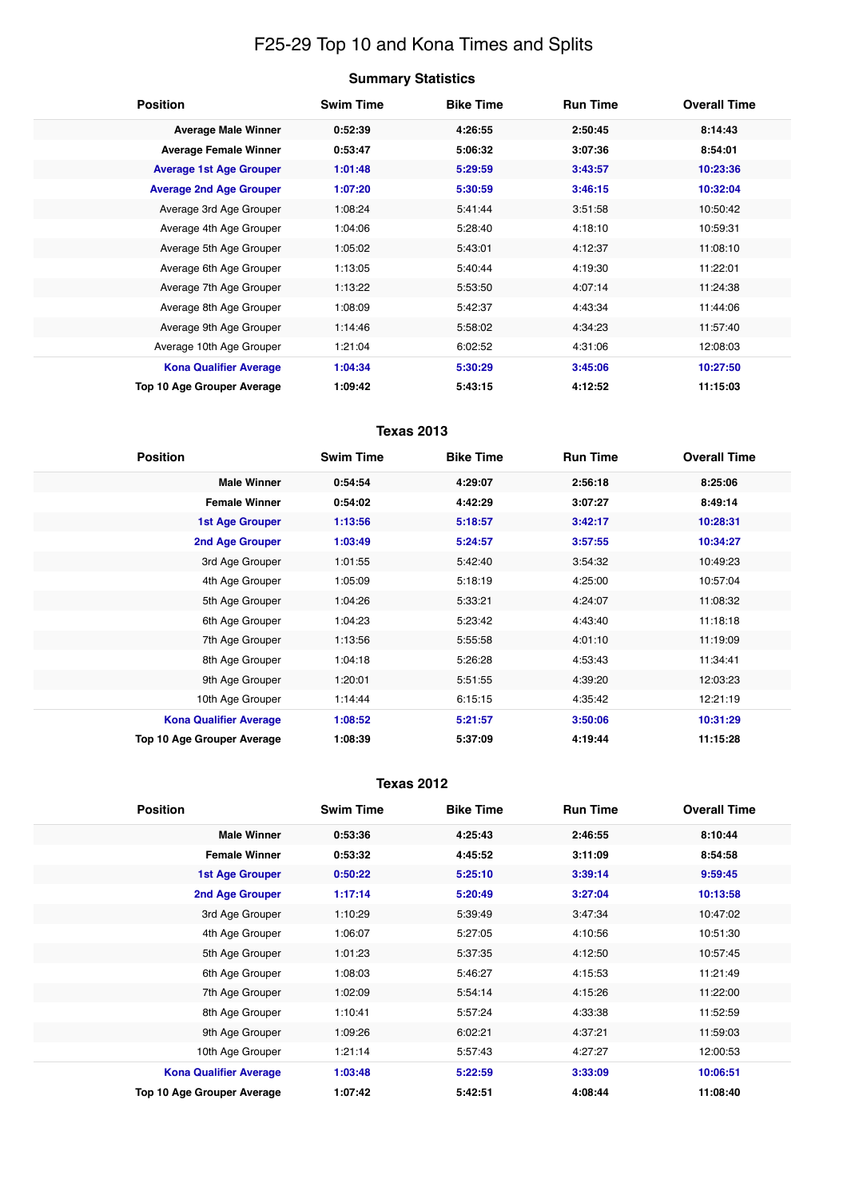# F25-29 Top 10 and Kona Times and Splits

## Summary Statistics

| Position | Swim Time | Bike Time | Run Time | Overall Time |
|---|---|---|---|---|
| **Average Male Winner** | **0:52:39** | **4:26:55** | **2:50:45** | **8:14:43** |
| **Average Female Winner** | **0:53:47** | **5:06:32** | **3:07:36** | **8:54:01** |
| **Average 1st Age Grouper** | **1:01:48** | **5:29:59** | **3:43:57** | **10:23:36** |
| **Average 2nd Age Grouper** | **1:07:20** | **5:30:59** | **3:46:15** | **10:32:04** |
| Average 3rd Age Grouper | 1:08:24 | 5:41:44 | 3:51:58 | 10:50:42 |
| Average 4th Age Grouper | 1:04:06 | 5:28:40 | 4:18:10 | 10:59:31 |
| Average 5th Age Grouper | 1:05:02 | 5:43:01 | 4:12:37 | 11:08:10 |
| Average 6th Age Grouper | 1:13:05 | 5:40:44 | 4:19:30 | 11:22:01 |
| Average 7th Age Grouper | 1:13:22 | 5:53:50 | 4:07:14 | 11:24:38 |
| Average 8th Age Grouper | 1:08:09 | 5:42:37 | 4:43:34 | 11:44:06 |
| Average 9th Age Grouper | 1:14:46 | 5:58:02 | 4:34:23 | 11:57:40 |
| Average 10th Age Grouper | 1:21:04 | 6:02:52 | 4:31:06 | 12:08:03 |
| **Kona Qualifier Average** | **1:04:34** | **5:30:29** | **3:45:06** | **10:27:50** |
| **Top 10 Age Grouper Average** | **1:09:42** | **5:43:15** | **4:12:52** | **11:15:03** |

## Texas 2013

| Position | Swim Time | Bike Time | Run Time | Overall Time |
|---|---|---|---|---|
| **Male Winner** | **0:54:54** | **4:29:07** | **2:56:18** | **8:25:06** |
| **Female Winner** | **0:54:02** | **4:42:29** | **3:07:27** | **8:49:14** |
| **1st Age Grouper** | **1:13:56** | **5:18:57** | **3:42:17** | **10:28:31** |
| **2nd Age Grouper** | **1:03:49** | **5:24:57** | **3:57:55** | **10:34:27** |
| 3rd Age Grouper | 1:01:55 | 5:42:40 | 3:54:32 | 10:49:23 |
| 4th Age Grouper | 1:05:09 | 5:18:19 | 4:25:00 | 10:57:04 |
| 5th Age Grouper | 1:04:26 | 5:33:21 | 4:24:07 | 11:08:32 |
| 6th Age Grouper | 1:04:23 | 5:23:42 | 4:43:40 | 11:18:18 |
| 7th Age Grouper | 1:13:56 | 5:55:58 | 4:01:10 | 11:19:09 |
| 8th Age Grouper | 1:04:18 | 5:26:28 | 4:53:43 | 11:34:41 |
| 9th Age Grouper | 1:20:01 | 5:51:55 | 4:39:20 | 12:03:23 |
| 10th Age Grouper | 1:14:44 | 6:15:15 | 4:35:42 | 12:21:19 |
| **Kona Qualifier Average** | **1:08:52** | **5:21:57** | **3:50:06** | **10:31:29** |
| **Top 10 Age Grouper Average** | **1:08:39** | **5:37:09** | **4:19:44** | **11:15:28** |

## Texas 2012

| Position | Swim Time | Bike Time | Run Time | Overall Time |
|---|---|---|---|---|
| **Male Winner** | **0:53:36** | **4:25:43** | **2:46:55** | **8:10:44** |
| **Female Winner** | **0:53:32** | **4:45:52** | **3:11:09** | **8:54:58** |
| **1st Age Grouper** | **0:50:22** | **5:25:10** | **3:39:14** | **9:59:45** |
| **2nd Age Grouper** | **1:17:14** | **5:20:49** | **3:27:04** | **10:13:58** |
| 3rd Age Grouper | 1:10:29 | 5:39:49 | 3:47:34 | 10:47:02 |
| 4th Age Grouper | 1:06:07 | 5:27:05 | 4:10:56 | 10:51:30 |
| 5th Age Grouper | 1:01:23 | 5:37:35 | 4:12:50 | 10:57:45 |
| 6th Age Grouper | 1:08:03 | 5:46:27 | 4:15:53 | 11:21:49 |
| 7th Age Grouper | 1:02:09 | 5:54:14 | 4:15:26 | 11:22:00 |
| 8th Age Grouper | 1:10:41 | 5:57:24 | 4:33:38 | 11:52:59 |
| 9th Age Grouper | 1:09:26 | 6:02:21 | 4:37:21 | 11:59:03 |
| 10th Age Grouper | 1:21:14 | 5:57:43 | 4:27:27 | 12:00:53 |
| **Kona Qualifier Average** | **1:03:48** | **5:22:59** | **3:33:09** | **10:06:51** |
| **Top 10 Age Grouper Average** | **1:07:42** | **5:42:51** | **4:08:44** | **11:08:40** |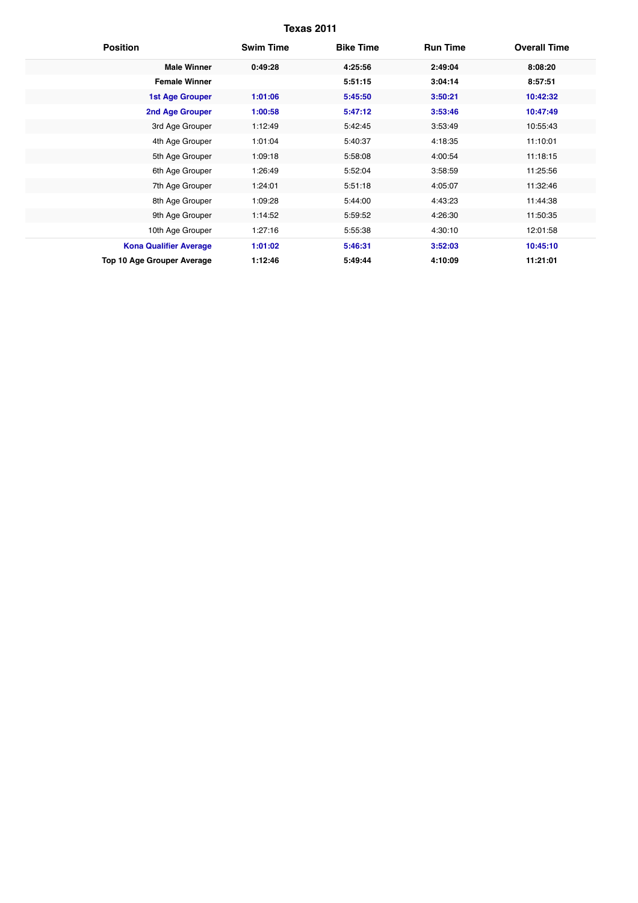## Texas 2011

| Position | Swim Time | Bike Time | Run Time | Overall Time |
|---|---|---|---|---|
| **Male Winner** | **0:49:28** | **4:25:56** | **2:49:04** | **8:08:20** |
| **Female Winner** | | **5:51:15** | **3:04:14** | **8:57:51** |
| **1st Age Grouper** | **1:01:06** | **5:45:50** | **3:50:21** | **10:42:32** |
| **2nd Age Grouper** | **1:00:58** | **5:47:12** | **3:53:46** | **10:47:49** |
| 3rd Age Grouper | 1:12:49 | 5:42:45 | 3:53:49 | 10:55:43 |
| 4th Age Grouper | 1:01:04 | 5:40:37 | 4:18:35 | 11:10:01 |
| 5th Age Grouper | 1:09:18 | 5:58:08 | 4:00:54 | 11:18:15 |
| 6th Age Grouper | 1:26:49 | 5:52:04 | 3:58:59 | 11:25:56 |
| 7th Age Grouper | 1:24:01 | 5:51:18 | 4:05:07 | 11:32:46 |
| 8th Age Grouper | 1:09:28 | 5:44:00 | 4:43:23 | 11:44:38 |
| 9th Age Grouper | 1:14:52 | 5:59:52 | 4:26:30 | 11:50:35 |
| 10th Age Grouper | 1:27:16 | 5:55:38 | 4:30:10 | 12:01:58 |
| **Kona Qualifier Average** | **1:01:02** | **5:46:31** | **3:52:03** | **10:45:10** |
| **Top 10 Age Grouper Average** | **1:12:46** | **5:49:44** | **4:10:09** | **11:21:01** |